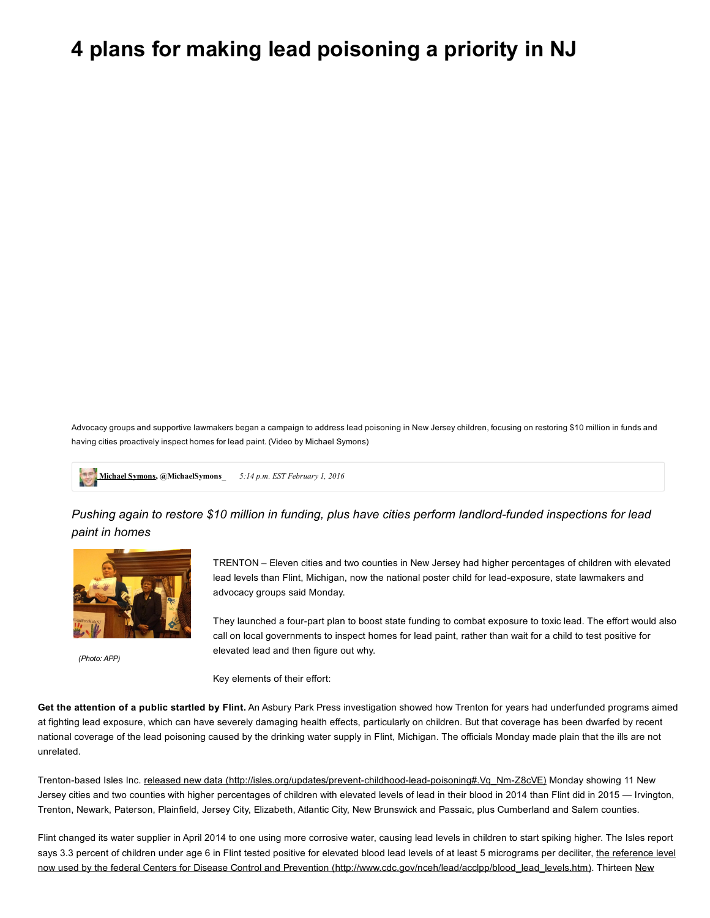# 4 plans for making lead poisoning a priority in NJ

Advocacy groups and supportive lawmakers began a campaign to address lead poisoning in New Jersey children, focusing on restoring $10 million in funds and having cities proactively inspect homes for lead paint. (Video by Michael Symons)

Michael Symons, @MichaelSymons_ 5:14 p.m. EST February 1, 2016

*Pushing again to restore $10 million in funding, plus have cities perform landlord-funded inspections for lead paint in homes*

(Photo: APP)

TRENTON – Eleven cities and two counties in New Jersey had higher percentages of children with elevated lead levels than Flint, Michigan, now the national poster child for lead-exposure, state lawmakers and advocacy groups said Monday.

They launched a four-part plan to boost state funding to combat exposure to toxic lead. The effort would also call on local governments to inspect homes for lead paint, rather than wait for a child to test positive for elevated lead and then figure out why.

Key elements of their effort:

**Get the attention of a public startled by Flint.** An Asbury Park Press investigation showed how Trenton for years had underfunded programs aimed at fighting lead exposure, which can have severely damaging health effects, particularly on children. But that coverage has been dwarfed by recent national coverage of the lead poisoning caused by the drinking water supply in Flint, Michigan. The officials Monday made plain that the ills are not unrelated.

Trenton-based Isles Inc. released new data (http://isles.org/updates/prevent-childhood-lead-poisoning#.Vq_Nm-Z8cVE) Monday showing 11 New Jersey cities and two counties with higher percentages of children with elevated levels of lead in their blood in 2014 than Flint did in 2015 — Irvington, Trenton, Newark, Paterson, Plainfield, Jersey City, Elizabeth, Atlantic City, New Brunswick and Passaic, plus Cumberland and Salem counties.

Flint changed its water supplier in April 2014 to one using more corrosive water, causing lead levels in children to start spiking higher. The Isles report says 3.3 percent of children under age 6 in Flint tested positive for elevated blood lead levels of at least 5 micrograms per deciliter, the reference level now used by the federal Centers for Disease Control and Prevention (http://www.cdc.gov/nceh/lead/acclpp/blood_lead_levels.htm). Thirteen New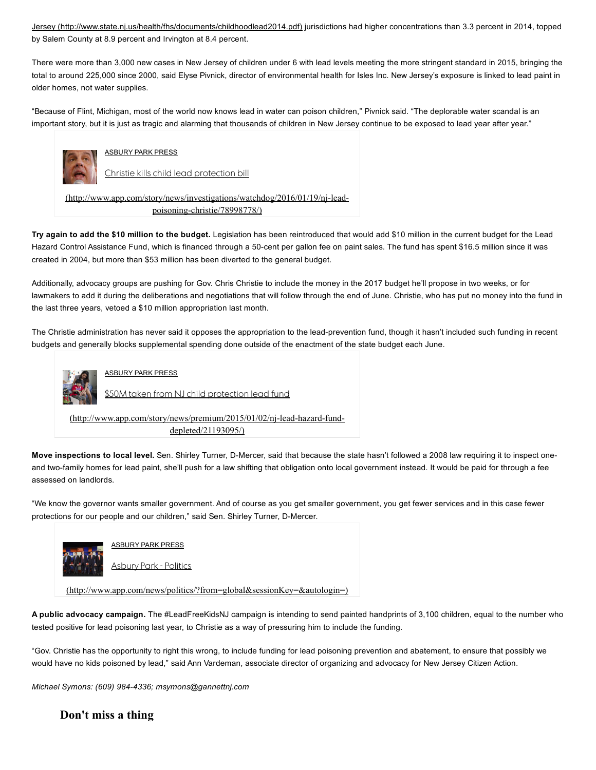Jersey (http://www.state.nj.us/health/fhs/documents/childhoodlead2014.pdf) jurisdictions had higher concentrations than 3.3 percent in 2014, topped by Salem County at 8.9 percent and Irvington at 8.4 percent.

There were more than 3,000 new cases in New Jersey of children under 6 with lead levels meeting the more stringent standard in 2015, bringing the total to around 225,000 since 2000, said Elyse Pivnick, director of environmental health for Isles Inc. New Jersey's exposure is linked to lead paint in older homes, not water supplies.

"Because of Flint, Michigan, most of the world now knows lead in water can poison children," Pivnick said. "The deplorable water scandal is an important story, but it is just as tragic and alarming that thousands of children in New Jersey continue to be exposed to lead year after year."

ASBURY PARK PRESS

Christie kills child lead protection bill

(http://www.app.com/story/news/investigations/watchdog/2016/01/19/nj-lead-poisoning-christie/78998778/)

**Try again to add the $10 million to the budget.** Legislation has been reintroduced that would add $10 million in the current budget for the Lead Hazard Control Assistance Fund, which is financed through a 50-cent per gallon fee on paint sales. The fund has spent $16.5 million since it was created in 2004, but more than $53 million has been diverted to the general budget.

Additionally, advocacy groups are pushing for Gov. Chris Christie to include the money in the 2017 budget he'll propose in two weeks, or for lawmakers to add it during the deliberations and negotiations that will follow through the end of June. Christie, who has put no money into the fund in the last three years, vetoed a $10 million appropriation last month.

The Christie administration has never said it opposes the appropriation to the lead-prevention fund, though it hasn't included such funding in recent budgets and generally blocks supplemental spending done outside of the enactment of the state budget each June.

ASBURY PARK PRESS

$50M taken from NJ child protection lead fund

(http://www.app.com/story/news/premium/2015/01/02/nj-lead-hazard-fund-depleted/21193095/)

**Move inspections to local level.** Sen. Shirley Turner, D-Mercer, said that because the state hasn't followed a 2008 law requiring it to inspect one- and two-family homes for lead paint, she'll push for a law shifting that obligation onto local government instead. It would be paid for through a fee assessed on landlords.

"We know the governor wants smaller government. And of course as you get smaller government, you get fewer services and in this case fewer protections for our people and our children," said Sen. Shirley Turner, D-Mercer.

ASBURY PARK PRESS

Asbury Park - Politics

(http://www.app.com/news/politics/?from=global&sessionKey=&autologin=)

**A public advocacy campaign.** The #LeadFreeKidsNJ campaign is intending to send painted handprints of 3,100 children, equal to the number who tested positive for lead poisoning last year, to Christie as a way of pressuring him to include the funding.

"Gov. Christie has the opportunity to right this wrong, to include funding for lead poisoning prevention and abatement, to ensure that possibly we would have no kids poisoned by lead," said Ann Vardeman, associate director of organizing and advocacy for New Jersey Citizen Action.

*Michael Symons: (609) 984-4336; msymons@gannettnj.com*

## Don't miss a thing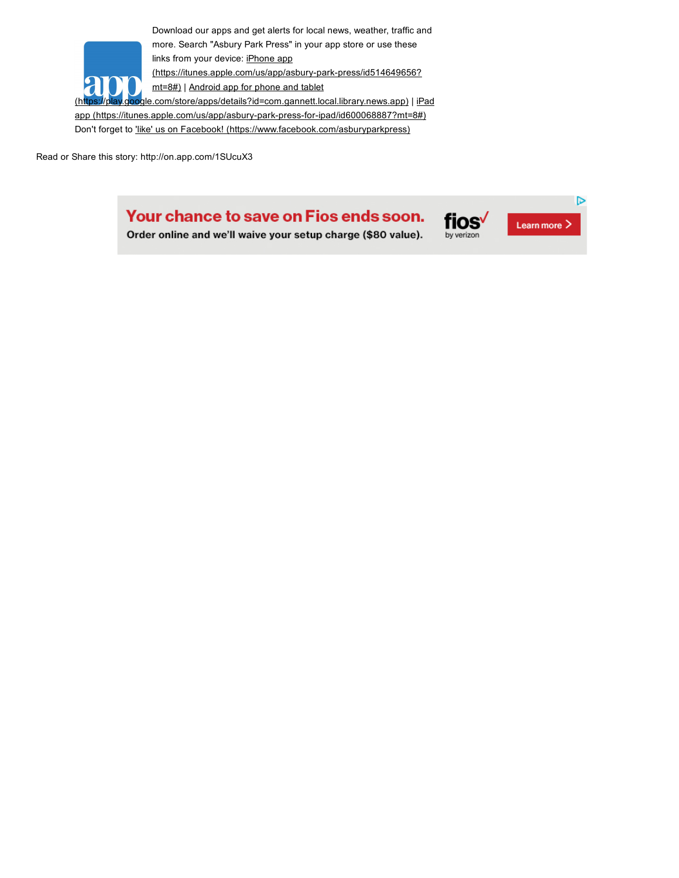Download our apps and get alerts for local news, weather, traffic and more. Search "Asbury Park Press" in your app store or use these links from your device: iPhone app (https://itunes.apple.com/us/app/asbury-park-press/id514649656?mt=8#) | Android app for phone and tablet (https://play.google.com/store/apps/details?id=com.gannett.local.library.news.app) | iPad app (https://itunes.apple.com/us/app/asbury-park-press-for-ipad/id600068887?mt=8#) Don't forget to 'like' us on Facebook! (https://www.facebook.com/asburyparkpress)

Read or Share this story: http://on.app.com/1SUcuX3

Your chance to save on Fios ends soon.
Order online and we'll waive your setup charge ($80 value).
fios by verizon
Learn more